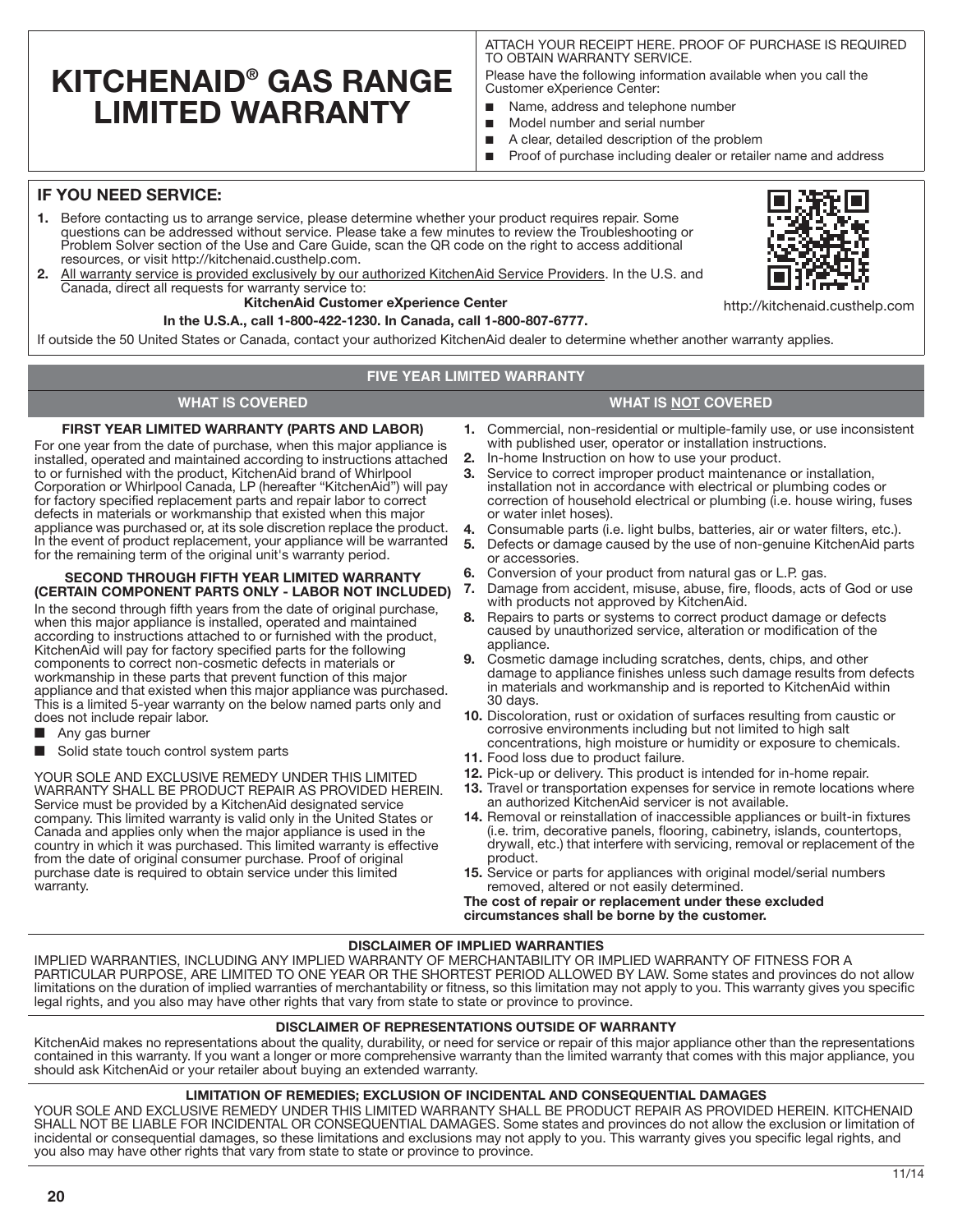# KITCHENAID® GAS RANGE LIMITED WARRANTY

ATTACH YOUR RECEIPT HERE. PROOF OF PURCHASE IS REQUIRED TO OBTAIN WARRANTY SERVICE.

Please have the following information available when you call the Customer eXperience Center:

- Name, address and telephone number
- Model number and serial number
- A clear, detailed description of the problem
- Proof of purchase including dealer or retailer name and address

## IF YOU NEED SERVICE:

1. Before contacting us to arrange service, please determine whether your product requires repair. Some questions can be addressed without service. Please take a few minutes to review the Troubleshooting or Problem Solver section of the Use and Care Guide, scan the QR code on the right to access additional resources, or visit http://kitchenaid.custhelp.com.
2. All warranty service is provided exclusively by our authorized KitchenAid Service Providers. In the U.S. and Canada, direct all requests for warranty service to:

**KitchenAid Customer eXperience Center**

**In the U.S.A., call 1-800-422-1230. In Canada, call 1-800-807-6777.**

http://kitchenaid.custhelp.com

If outside the 50 United States or Canada, contact your authorized KitchenAid dealer to determine whether another warranty applies.

## FIVE YEAR LIMITED WARRANTY

### WHAT IS COVERED

**FIRST YEAR LIMITED WARRANTY (PARTS AND LABOR)**

For one year from the date of purchase, when this major appliance is installed, operated and maintained according to instructions attached to or furnished with the product, KitchenAid brand of Whirlpool Corporation or Whirlpool Canada, LP (hereafter "KitchenAid") will pay for factory specified replacement parts and repair labor to correct defects in materials or workmanship that existed when this major appliance was purchased or, at its sole discretion replace the product. In the event of product replacement, your appliance will be warranted for the remaining term of the original unit's warranty period.

**SECOND THROUGH FIFTH YEAR LIMITED WARRANTY (CERTAIN COMPONENT PARTS ONLY - LABOR NOT INCLUDED)**

In the second through fifth years from the date of original purchase, when this major appliance is installed, operated and maintained according to instructions attached to or furnished with the product, KitchenAid will pay for factory specified parts for the following components to correct non-cosmetic defects in materials or workmanship in these parts that prevent function of this major appliance and that existed when this major appliance was purchased. This is a limited 5-year warranty on the below named parts only and does not include repair labor.

- Any gas burner
- Solid state touch control system parts

YOUR SOLE AND EXCLUSIVE REMEDY UNDER THIS LIMITED WARRANTY SHALL BE PRODUCT REPAIR AS PROVIDED HEREIN. Service must be provided by a KitchenAid designated service company. This limited warranty is valid only in the United States or Canada and applies only when the major appliance is used in the country in which it was purchased. This limited warranty is effective from the date of original consumer purchase. Proof of original purchase date is required to obtain service under this limited warranty.

### WHAT IS NOT COVERED

1. Commercial, non-residential or multiple-family use, or use inconsistent with published user, operator or installation instructions.
2. In-home Instruction on how to use your product.
3. Service to correct improper product maintenance or installation, installation not in accordance with electrical or plumbing codes or correction of household electrical or plumbing (i.e. house wiring, fuses or water inlet hoses).
4. Consumable parts (i.e. light bulbs, batteries, air or water filters, etc.).
5. Defects or damage caused by the use of non-genuine KitchenAid parts or accessories.
6. Conversion of your product from natural gas or L.P. gas.
7. Damage from accident, misuse, abuse, fire, floods, acts of God or use with products not approved by KitchenAid.
8. Repairs to parts or systems to correct product damage or defects caused by unauthorized service, alteration or modification of the appliance.
9. Cosmetic damage including scratches, dents, chips, and other damage to appliance finishes unless such damage results from defects in materials and workmanship and is reported to KitchenAid within 30 days.
10. Discoloration, rust or oxidation of surfaces resulting from caustic or corrosive environments including but not limited to high salt concentrations, high moisture or humidity or exposure to chemicals.
11. Food loss due to product failure.
12. Pick-up or delivery. This product is intended for in-home repair.
13. Travel or transportation expenses for service in remote locations where an authorized KitchenAid servicer is not available.
14. Removal or reinstallation of inaccessible appliances or built-in fixtures (i.e. trim, decorative panels, flooring, cabinetry, islands, countertops, drywall, etc.) that interfere with servicing, removal or replacement of the product.
15. Service or parts for appliances with original model/serial numbers removed, altered or not easily determined.

**The cost of repair or replacement under these excluded circumstances shall be borne by the customer.**

### DISCLAIMER OF IMPLIED WARRANTIES

IMPLIED WARRANTIES, INCLUDING ANY IMPLIED WARRANTY OF MERCHANTABILITY OR IMPLIED WARRANTY OF FITNESS FOR A PARTICULAR PURPOSE, ARE LIMITED TO ONE YEAR OR THE SHORTEST PERIOD ALLOWED BY LAW. Some states and provinces do not allow limitations on the duration of implied warranties of merchantability or fitness, so this limitation may not apply to you. This warranty gives you specific legal rights, and you also may have other rights that vary from state to state or province to province.

### DISCLAIMER OF REPRESENTATIONS OUTSIDE OF WARRANTY

KitchenAid makes no representations about the quality, durability, or need for service or repair of this major appliance other than the representations contained in this warranty. If you want a longer or more comprehensive warranty than the limited warranty that comes with this major appliance, you should ask KitchenAid or your retailer about buying an extended warranty.

### LIMITATION OF REMEDIES; EXCLUSION OF INCIDENTAL AND CONSEQUENTIAL DAMAGES

YOUR SOLE AND EXCLUSIVE REMEDY UNDER THIS LIMITED WARRANTY SHALL BE PRODUCT REPAIR AS PROVIDED HEREIN. KITCHENAID SHALL NOT BE LIABLE FOR INCIDENTAL OR CONSEQUENTIAL DAMAGES. Some states and provinces do not allow the exclusion or limitation of incidental or consequential damages, so these limitations and exclusions may not apply to you. This warranty gives you specific legal rights, and you also may have other rights that vary from state to state or province to province.

11/14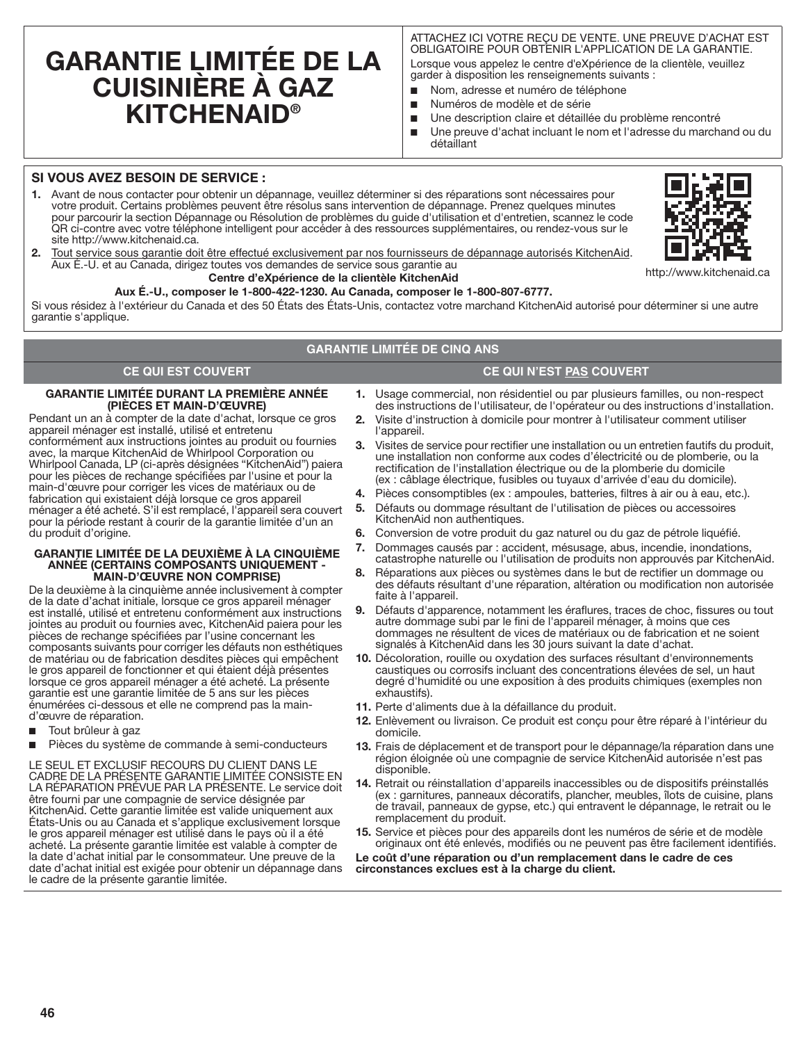# GARANTIE LIMITÉE DE LA CUISINIÈRE À GAZ KITCHENAID®

ATTACHEZ ICI VOTRE REÇU DE VENTE. UNE PREUVE D'ACHAT EST OBLIGATOIRE POUR OBTENIR L'APPLICATION DE LA GARANTIE.

Lorsque vous appelez le centre d'eXpérience de la clientèle, veuillez garder à disposition les renseignements suivants :

- Nom, adresse et numéro de téléphone
- Numéros de modèle et de série
- Une description claire et détaillée du problème rencontré
- Une preuve d'achat incluant le nom et l'adresse du marchand ou du détaillant

## SI VOUS AVEZ BESOIN DE SERVICE :

1. Avant de nous contacter pour obtenir un dépannage, veuillez déterminer si des réparations sont nécessaires pour votre produit. Certains problèmes peuvent être résolus sans intervention de dépannage. Prenez quelques minutes pour parcourir la section Dépannage ou Résolution de problèmes du guide d'utilisation et d'entretien, scannez le code QR ci-contre avec votre téléphone intelligent pour accéder à des ressources supplémentaires, ou rendez-vous sur le site http://www.kitchenaid.ca.
2. Tout service sous garantie doit être effectué exclusivement par nos fournisseurs de dépannage autorisés KitchenAid. Aux É.-U. et au Canada, dirigez toutes vos demandes de service sous garantie au

**Centre d'eXpérience de la clientèle KitchenAid**

**Aux É.-U., composer le 1-800-422-1230. Au Canada, composer le 1-800-807-6777.**

http://www.kitchenaid.ca

Si vous résidez à l'extérieur du Canada et des 50 États des États-Unis, contactez votre marchand KitchenAid autorisé pour déterminer si une autre garantie s'applique.

## GARANTIE LIMITÉE DE CINQ ANS

### CE QUI EST COUVERT

**GARANTIE LIMITÉE DURANT LA PREMIÈRE ANNÉE (PIÈCES ET MAIN-D'ŒUVRE)**

Pendant un an à compter de la date d'achat, lorsque ce gros appareil ménager est installé, utilisé et entretenu conformément aux instructions jointes au produit ou fournies avec, la marque KitchenAid de Whirlpool Corporation ou Whirlpool Canada, LP (ci-après désignées "KitchenAid") paiera pour les pièces de rechange spécifiées par l'usine et pour la main-d'œuvre pour corriger les vices de matériaux ou de fabrication qui existaient déjà lorsque ce gros appareil ménager a été acheté. S'il est remplacé, l'appareil sera couvert pour la période restant à courir de la garantie limitée d'un an du produit d'origine.

**GARANTIE LIMITÉE DE LA DEUXIÈME À LA CINQUIÈME ANNÉE (CERTAINS COMPOSANTS UNIQUEMENT - MAIN-D'ŒUVRE NON COMPRISE)**

De la deuxième à la cinquième année inclusivement à compter de la date d'achat initiale, lorsque ce gros appareil ménager est installé, utilisé et entretenu conformément aux instructions jointes au produit ou fournies avec, KitchenAid paiera pour les pièces de rechange spécifiées par l'usine concernant les composants suivants pour corriger les défauts non esthétiques de matériau ou de fabrication desdites pièces qui empêchent le gros appareil de fonctionner et qui étaient déjà présentes lorsque ce gros appareil ménager a été acheté. La présente garantie est une garantie limitée de 5 ans sur les pièces énumérées ci-dessous et elle ne comprend pas la main-d'œuvre de réparation.

- Tout brûleur à gaz
- Pièces du système de commande à semi-conducteurs

LE SEUL ET EXCLUSIF RECOURS DU CLIENT DANS LE CADRE DE LA PRÉSENTE GARANTIE LIMITÉE CONSISTE EN LA RÉPARATION PRÉVUE PAR LA PRÉSENTE. Le service doit être fourni par une compagnie de service désignée par KitchenAid. Cette garantie limitée est valide uniquement aux États-Unis ou au Canada et s'applique exclusivement lorsque le gros appareil ménager est utilisé dans le pays où il a été acheté. La présente garantie limitée est valable à compter de la date d'achat initial par le consommateur. Une preuve de la date d'achat initial est exigée pour obtenir un dépannage dans le cadre de la présente garantie limitée.

### CE QUI N'EST PAS COUVERT

1. Usage commercial, non résidentiel ou par plusieurs familles, ou non-respect des instructions de l'utilisateur, de l'opérateur ou des instructions d'installation.
2. Visite d'instruction à domicile pour montrer à l'utilisateur comment utiliser l'appareil.
3. Visites de service pour rectifier une installation ou un entretien fautifs du produit, une installation non conforme aux codes d'électricité ou de plomberie, ou la rectification de l'installation électrique ou de la plomberie du domicile (ex : câblage électrique, fusibles ou tuyaux d'arrivée d'eau du domicile).
4. Pièces consomptibles (ex : ampoules, batteries, filtres à air ou à eau, etc.).
5. Défauts ou dommage résultant de l'utilisation de pièces ou accessoires KitchenAid non authentiques.
6. Conversion de votre produit du gaz naturel ou du gaz de pétrole liquéfié.
7. Dommages causés par : accident, mésusage, abus, incendie, inondations, catastrophe naturelle ou l'utilisation de produits non approuvés par KitchenAid.
8. Réparations aux pièces ou systèmes dans le but de rectifier un dommage ou des défauts résultant d'une réparation, altération ou modification non autorisée faite à l'appareil.
9. Défauts d'apparence, notamment les éraflures, traces de choc, fissures ou tout autre dommage subi par le fini de l'appareil ménager, à moins que ces dommages ne résultent de vices de matériaux ou de fabrication et ne soient signalés à KitchenAid dans les 30 jours suivant la date d'achat.
10. Décoloration, rouille ou oxydation des surfaces résultant d'environnements caustiques ou corrosifs incluant des concentrations élevées de sel, un haut degré d'humidité ou une exposition à des produits chimiques (exemples non exhaustifs).
11. Perte d'aliments due à la défaillance du produit.
12. Enlèvement ou livraison. Ce produit est conçu pour être réparé à l'intérieur du domicile.
13. Frais de déplacement et de transport pour le dépannage/la réparation dans une région éloignée où une compagnie de service KitchenAid autorisée n'est pas disponible.
14. Retrait ou réinstallation d'appareils inaccessibles ou de dispositifs préinstallés (ex : garnitures, panneaux décoratifs, plancher, meubles, îlots de cuisine, plans de travail, panneaux de gypse, etc.) qui entravent le dépannage, le retrait ou le remplacement du produit.
15. Service et pièces pour des appareils dont les numéros de série et de modèle originaux ont été enlevés, modifiés ou ne peuvent pas être facilement identifiés.

**Le coût d'une réparation ou d'un remplacement dans le cadre de ces circonstances exclues est à la charge du client.**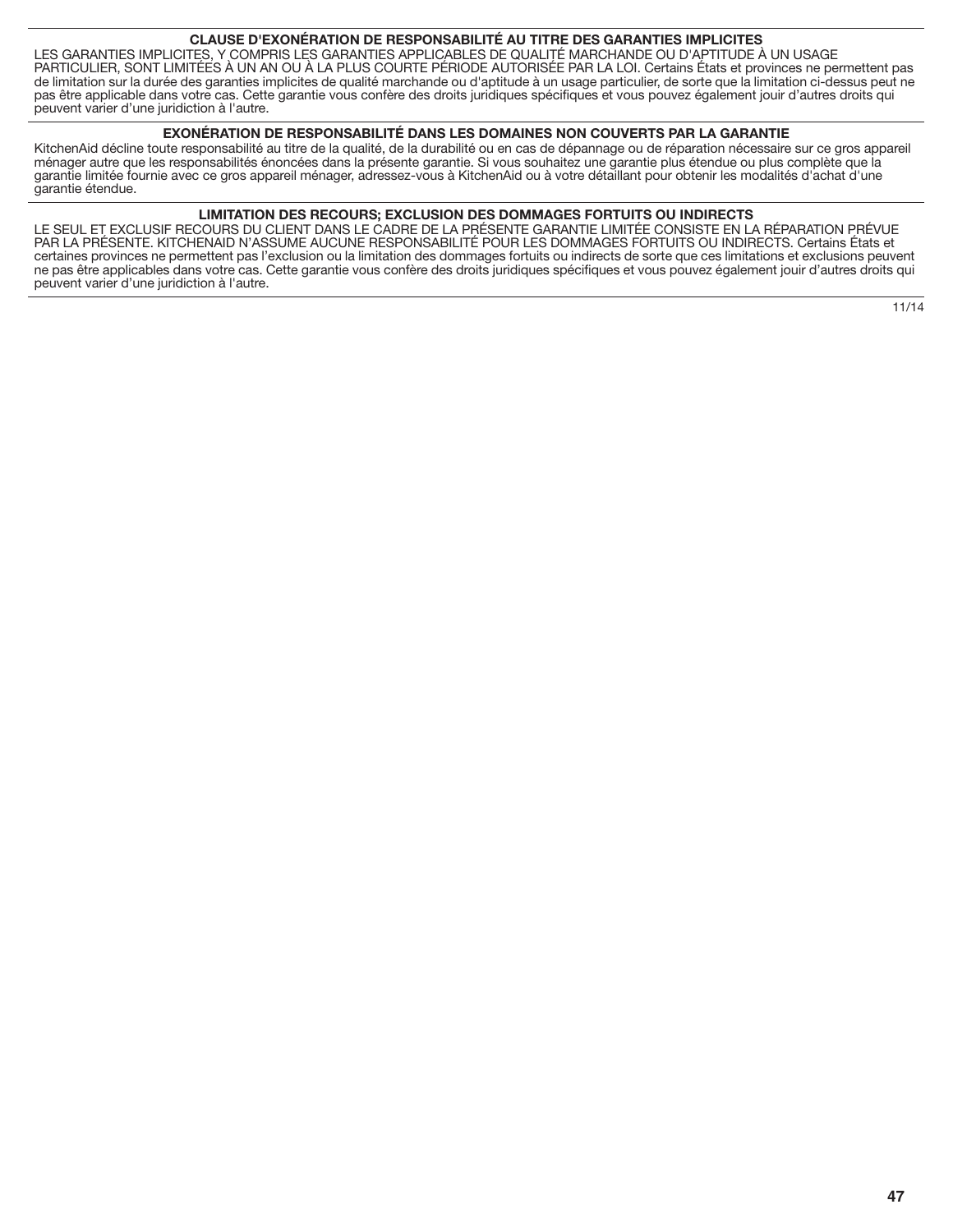### CLAUSE D'EXONÉRATION DE RESPONSABILITÉ AU TITRE DES GARANTIES IMPLICITES

LES GARANTIES IMPLICITES, Y COMPRIS LES GARANTIES APPLICABLES DE QUALITÉ MARCHANDE OU D'APTITUDE À UN USAGE PARTICULIER, SONT LIMITÉES À UN AN OU À LA PLUS COURTE PÉRIODE AUTORISÉE PAR LA LOI. Certains États et provinces ne permettent pas de limitation sur la durée des garanties implicites de qualité marchande ou d'aptitude à un usage particulier, de sorte que la limitation ci-dessus peut ne pas être applicable dans votre cas. Cette garantie vous confère des droits juridiques spécifiques et vous pouvez également jouir d'autres droits qui peuvent varier d'une juridiction à l'autre.

### EXONÉRATION DE RESPONSABILITÉ DANS LES DOMAINES NON COUVERTS PAR LA GARANTIE

KitchenAid décline toute responsabilité au titre de la qualité, de la durabilité ou en cas de dépannage ou de réparation nécessaire sur ce gros appareil ménager autre que les responsabilités énoncées dans la présente garantie. Si vous souhaitez une garantie plus étendue ou plus complète que la garantie limitée fournie avec ce gros appareil ménager, adressez-vous à KitchenAid ou à votre détaillant pour obtenir les modalités d'achat d'une garantie étendue.

### LIMITATION DES RECOURS; EXCLUSION DES DOMMAGES FORTUITS OU INDIRECTS

LE SEUL ET EXCLUSIF RECOURS DU CLIENT DANS LE CADRE DE LA PRÉSENTE GARANTIE LIMITÉE CONSISTE EN LA RÉPARATION PRÉVUE PAR LA PRÉSENTE. KITCHENAID N'ASSUME AUCUNE RESPONSABILITÉ POUR LES DOMMAGES FORTUITS OU INDIRECTS. Certains États et certaines provinces ne permettent pas l'exclusion ou la limitation des dommages fortuits ou indirects de sorte que ces limitations et exclusions peuvent ne pas être applicables dans votre cas. Cette garantie vous confère des droits juridiques spécifiques et vous pouvez également jouir d'autres droits qui peuvent varier d'une juridiction à l'autre.

11/14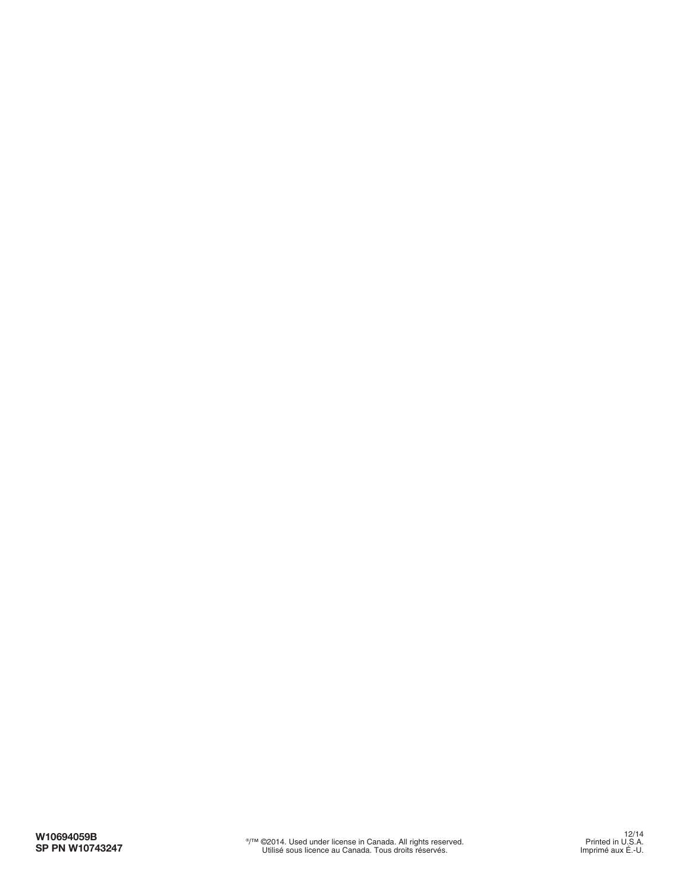**W10694059B**
**SP PN W10743247**

®/™ ©2014. Used under license in Canada. All rights reserved.
Utilisé sous licence au Canada. Tous droits réservés.

12/14
Printed in U.S.A.
Imprimé aux É.-U.